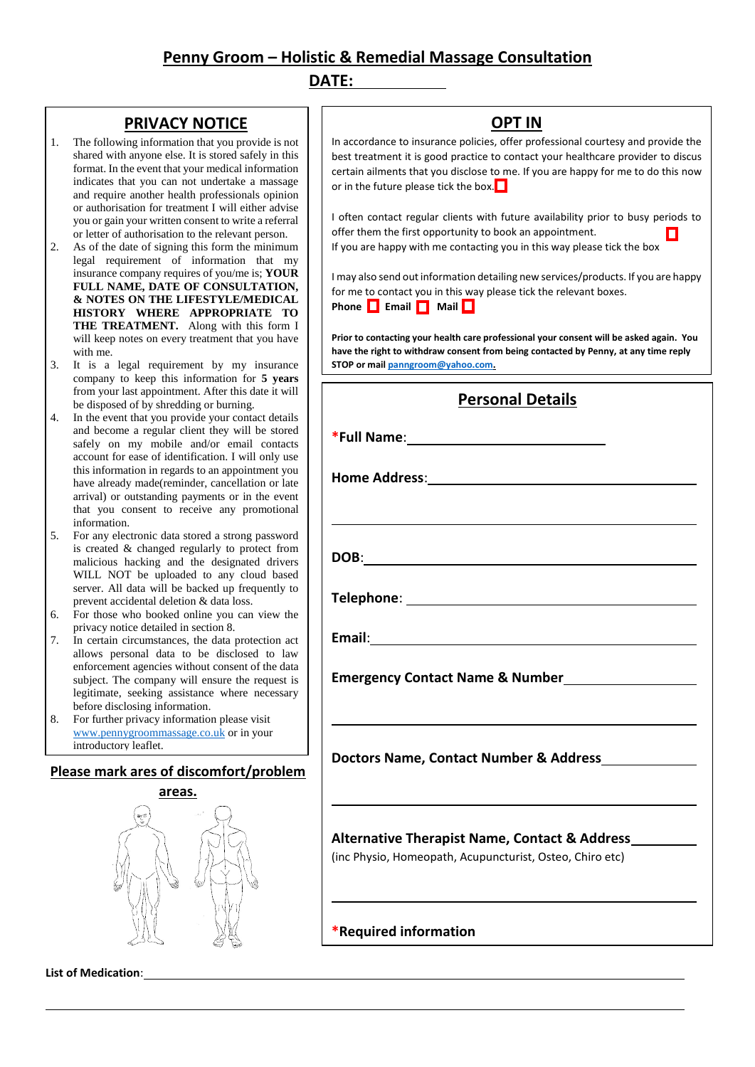# Penny Groom – Holistic & Remedial Massage Consultation

## DATE: ____________

## PRIVACY NOTICE

1. The following information that you provide is not shared with anyone else. It is stored safely in this format. In the event that your medical information indicates that you can not undertake a massage and require another health professionals opinion or authorisation for treatment I will either advise you or gain your written consent to write a referral or letter of authorisation to the relevant person.
2. As of the date of signing this form the minimum legal requirement of information that my insurance company requires of you/me is; **YOUR FULL NAME, DATE OF CONSULTATION, & NOTES ON THE LIFESTYLE/MEDICAL HISTORY WHERE APPROPRIATE TO THE TREATMENT.** Along with this form I will keep notes on every treatment that you have with me.
3. It is a legal requirement by my insurance company to keep this information for **5 years** from your last appointment. After this date it will be disposed of by shredding or burning.
4. In the event that you provide your contact details and become a regular client they will be stored safely on my mobile and/or email contacts account for ease of identification. I will only use this information in regards to an appointment you have already made(reminder, cancellation or late arrival) or outstanding payments or in the event that you consent to receive any promotional information.
5. For any electronic data stored a strong password is created & changed regularly to protect from malicious hacking and the designated drivers WILL NOT be uploaded to any cloud based server. All data will be backed up frequently to prevent accidental deletion & data loss.
6. For those who booked online you can view the privacy notice detailed in section 8.
7. In certain circumstances, the data protection act allows personal data to be disclosed to law enforcement agencies without consent of the data subject. The company will ensure the request is legitimate, seeking assistance where necessary before disclosing information.
8. For further privacy information please visit www.pennygroommassage.co.uk or in your introductory leaflet.

## OPT IN

In accordance to insurance policies, offer professional courtesy and provide the best treatment it is good practice to contact your healthcare provider to discus certain ailments that you disclose to me. If you are happy for me to do this now or in the future please tick the box. ☐

I often contact regular clients with future availability prior to busy periods to offer them the first opportunity to book an appointment. ☐
If you are happy with me contacting you in this way please tick the box

I may also send out information detailing new services/products. If you are happy for me to contact you in this way please tick the relevant boxes.
**Phone** ☐ **Email** ☐ **Mail** ☐

**Prior to contacting your health care professional your consent will be asked again. You have the right to withdraw consent from being contacted by Penny, at any time reply STOP or mail panngroom@yahoo.com.**

## Personal Details

**\*Full Name**: ____________________

**Home Address**: ____________________

____________________

**DOB**: ____________________

**Telephone**: ____________________

**Email**: ____________________

**Emergency Contact Name & Number** ____________________

____________________

**Doctors Name, Contact Number & Address** ____________________

____________________

**Alternative Therapist Name, Contact & Address** ____________________
(inc Physio, Homeopath, Acupuncturist, Osteo, Chiro etc)

____________________

**\*Required information**

## Please mark ares of discomfort/problem areas.

**List of Medication**: ____________________

____________________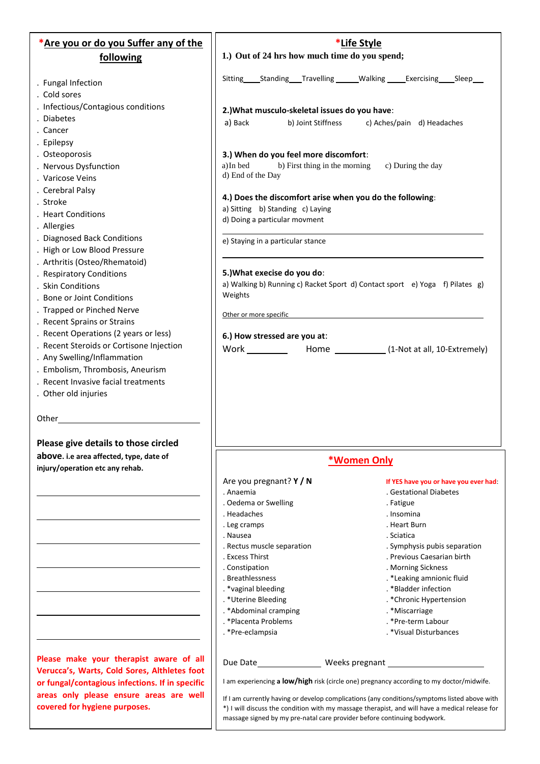## *Are you or do you Suffer any of the following

- Fungal Infection
- Cold sores
- Infectious/Contagious conditions
- Diabetes
- Cancer
- Epilepsy
- Osteoporosis
- Nervous Dysfunction
- Varicose Veins
- Cerebral Palsy
- Stroke
- Heart Conditions
- Allergies
- Diagnosed Back Conditions
- High or Low Blood Pressure
- Arthritis (Osteo/Rhematoid)
- Respiratory Conditions
- Skin Conditions
- Bone or Joint Conditions
- Trapped or Pinched Nerve
- Recent Sprains or Strains
- Recent Operations (2 years or less)
- Recent Steroids or Cortisone Injection
- Any Swelling/Inflammation
- Embolism, Thrombosis, Aneurism
- Recent Invasive facial treatments
- Other old injuries

Other\_\_\_\_\_\_\_\_\_\_\_\_\_\_\_\_\_\_\_\_\_\_\_\_\_\_\_\_\_\_

**Please give details to those circled above. i.e area affected, type, date of injury/operation etc any rehab.**

\_\_\_\_\_\_\_\_\_\_\_\_\_\_\_\_\_\_\_\_\_\_\_\_\_\_\_\_\_\_\_\_\_\_\_\_

\_\_\_\_\_\_\_\_\_\_\_\_\_\_\_\_\_\_\_\_\_\_\_\_\_\_\_\_\_\_\_\_\_\_\_\_

\_\_\_\_\_\_\_\_\_\_\_\_\_\_\_\_\_\_\_\_\_\_\_\_\_\_\_\_\_\_\_\_\_\_\_\_

\_\_\_\_\_\_\_\_\_\_\_\_\_\_\_\_\_\_\_\_\_\_\_\_\_\_\_\_\_\_\_\_\_\_\_\_

\_\_\_\_\_\_\_\_\_\_\_\_\_\_\_\_\_\_\_\_\_\_\_\_\_\_\_\_\_\_\_\_\_\_\_\_

\_\_\_\_\_\_\_\_\_\_\_\_\_\_\_\_\_\_\_\_\_\_\_\_\_\_\_\_\_\_\_\_\_\_\_\_

\_\_\_\_\_\_\_\_\_\_\_\_\_\_\_\_\_\_\_\_\_\_\_\_\_\_\_\_\_\_\_\_\_\_\_\_

**Please make your therapist aware of all Verucca's, Warts, Cold Sores, Althletes foot or fungal/contagious infections. If in specific areas only please ensure areas are well covered for hygiene purposes.**

## *Life Style

**1.) Out of 24 hrs how much time do you spend;**

Sitting\_\_\_\_ Standing\_\_\_ Travelling \_\_\_\_\_ Walking \_\_\_\_ Exercising\_\_\_\_ Sleep\_\_\_

**2.)What musculo-skeletal issues do you have:**

a) Back  b) Joint Stiffness  c) Aches/pain  d) Headaches

**3.) When do you feel more discomfort:**

a) In bed  b) First thing in the morning  c) During the day  
d) End of the Day

**4.) Does the discomfort arise when you do the following:**

a) Sitting  b) Standing  c) Laying  
d) Doing a particular movment \_\_\_\_\_\_\_\_\_\_\_\_\_\_\_\_\_\_\_\_\_\_\_\_\_\_

e) Staying in a particular stance \_\_\_\_\_\_\_\_\_\_\_\_\_\_\_\_\_\_\_\_\_\_\_\_\_\_

**5.)What execise do you do:**

a) Walking b) Running c) Racket Sport d) Contact sport e) Yoga f) Pilates g) Weights

Other or more specific \_\_\_\_\_\_\_\_\_\_\_\_\_\_\_\_\_\_\_\_\_\_\_\_\_\_\_\_\_\_\_\_\_\_\_\_

**6.) How stressed are you at:**

Work \_\_\_\_\_\_\_\_  Home \_\_\_\_\_\_\_\_\_\_ (1-Not at all, 10-Extremely)

## *Women Only

Are you pregnant? **Y / N**

- Anaemia
- Oedema or Swelling
- Headaches
- Leg cramps
- Nausea
- Rectus muscle separation
- Excess Thirst
- Constipation
- Breathlessness
- *vaginal bleeding
- *Uterine Bleeding
- *Abdominal cramping
- *Placenta Problems
- *Pre-eclampsia

**If YES have you or have you ever had:**

- Gestational Diabetes
- Fatigue
- Insomina
- Heart Burn
- Sciatica
- Symphysis pubis separation
- Previous Caesarian birth
- Morning Sickness
- *Leaking amnionic fluid
- *Bladder infection
- *Chronic Hypertension
- *Miscarriage
- *Pre-term Labour
- *Visual Disturbances

Due Date\_\_\_\_\_\_\_\_\_\_\_\_\_\_ Weeks pregnant \_\_\_\_\_\_\_\_\_\_\_\_\_\_\_\_\_\_

I am experiencing **a low/high** risk (circle one) pregnancy according to my doctor/midwife.

If I am currently having or develop complications (any conditions/symptoms listed above with *) I will discuss the condition with my massage therapist, and will have a medical release for massage signed by my pre-natal care provider before continuing bodywork.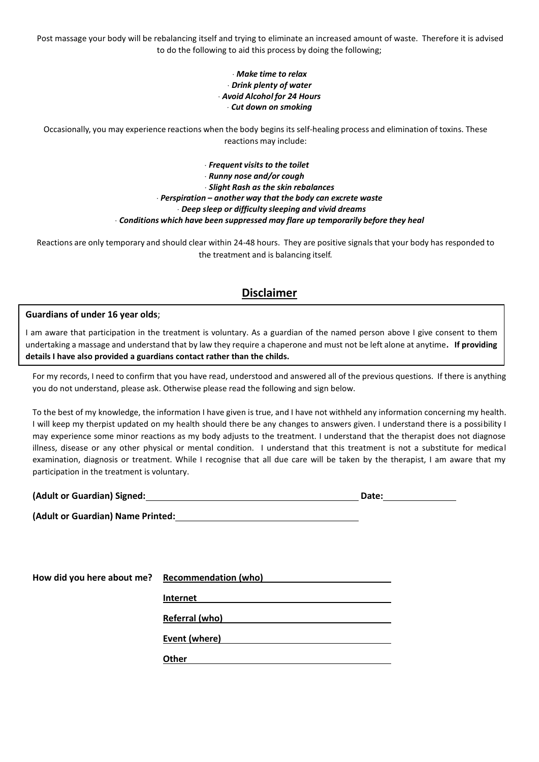Post massage your body will be rebalancing itself and trying to eliminate an increased amount of waste. Therefore it is advised to do the following to aid this process by doing the following;

· ***Make time to relax***
· ***Drink plenty of water***
· ***Avoid Alcohol for 24 Hours***
· ***Cut down on smoking***

Occasionally, you may experience reactions when the body begins its self-healing process and elimination of toxins. These reactions may include:

· ***Frequent visits to the toilet***
· ***Runny nose and/or cough***
· ***Slight Rash as the skin rebalances***
· ***Perspiration – another way that the body can excrete waste***
· ***Deep sleep or difficulty sleeping and vivid dreams***
· ***Conditions which have been suppressed may flare up temporarily before they heal***

Reactions are only temporary and should clear within 24-48 hours. They are positive signals that your body has responded to the treatment and is balancing itself.

## Disclaimer

**Guardians of under 16 year olds**;

I am aware that participation in the treatment is voluntary. As a guardian of the named person above I give consent to them undertaking a massage and understand that by law they require a chaperone and must not be left alone at anytime**. If providing details I have also provided a guardians contact rather than the childs.**

For my records, I need to confirm that you have read, understood and answered all of the previous questions. If there is anything you do not understand, please ask. Otherwise please read the following and sign below.

To the best of my knowledge, the information I have given is true, and I have not withheld any information concerning my health. I will keep my therpist updated on my health should there be any changes to answers given. I understand there is a possibility I may experience some minor reactions as my body adjusts to the treatment. I understand that the therapist does not diagnose illness, disease or any other physical or mental condition. I understand that this treatment is not a substitute for medical examination, diagnosis or treatment. While I recognise that all due care will be taken by the therapist, I am aware that my participation in the treatment is voluntary.

**(Adult or Guardian) Signed:** ______________________________ **Date:** ____________

**(Adult or Guardian) Name Printed:** ______________________________

**How did you here about me?**

**Recommendation (who)** ______________________________

**Internet** ______________________________

**Referral (who)** ______________________________

**Event (where)** ______________________________

**Other** ______________________________